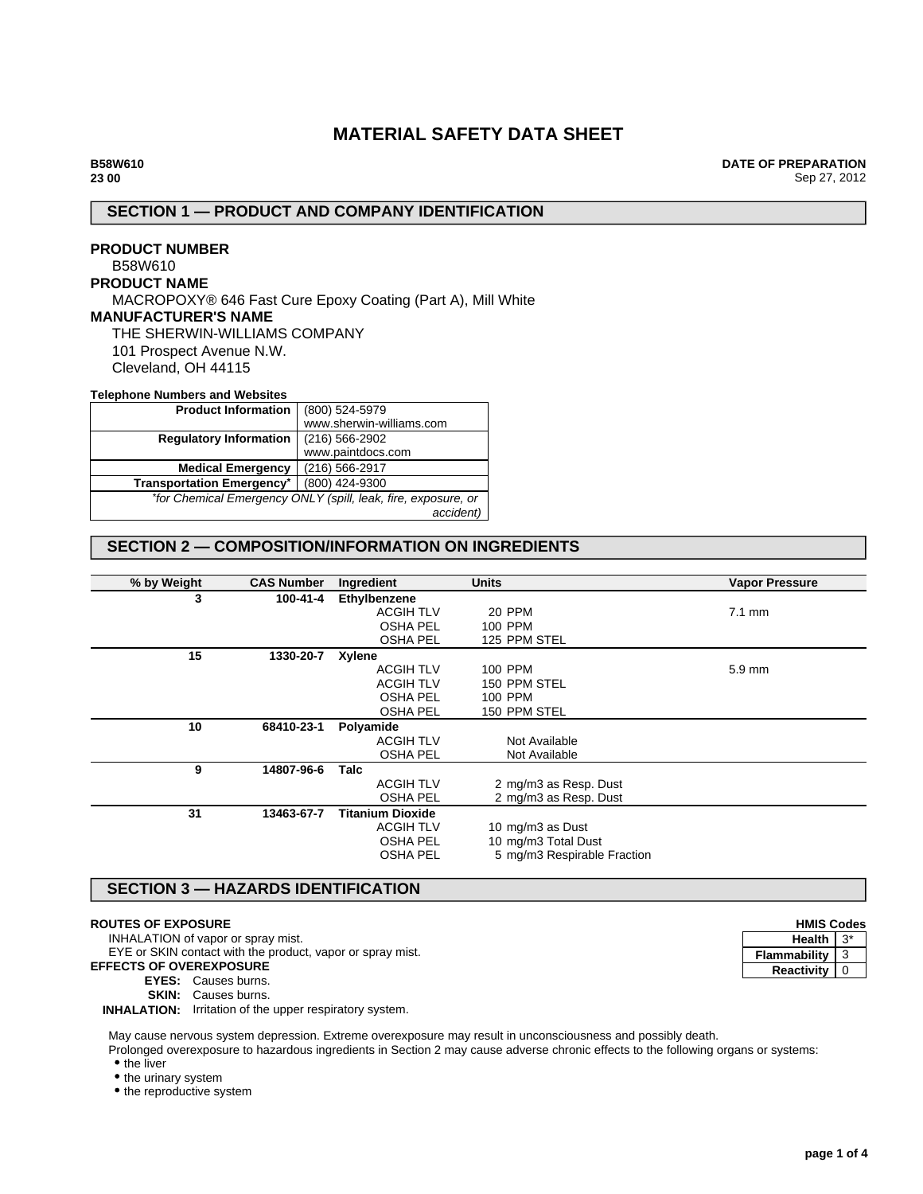# MATERIAL SAFETY DATA SHEET

**B58W610**
**23 00**

**DATE OF PREPARATION**
Sep 27, 2012

## SECTION 1 — PRODUCT AND COMPANY IDENTIFICATION

**PRODUCT NUMBER**
B58W610

**PRODUCT NAME**
MACROPOXY® 646 Fast Cure Epoxy Coating (Part A), Mill White

**MANUFACTURER'S NAME**
THE SHERWIN-WILLIAMS COMPANY
101 Prospect Avenue N.W.
Cleveland, OH 44115

**Telephone Numbers and Websites**

| | |
|---|---|
| **Product Information** | (800) 524-5979<br>www.sherwin-williams.com |
| **Regulatory Information** | (216) 566-2902<br>www.paintdocs.com |
| **Medical Emergency** | (216) 566-2917 |
| **Transportation Emergency*** | (800) 424-9300 |
| *\*for Chemical Emergency ONLY (spill, leak, fire, exposure, or accident)* | |

## SECTION 2 — COMPOSITION/INFORMATION ON INGREDIENTS

| % by Weight | CAS Number | Ingredient | Units | | Vapor Pressure |
|---|---|---|---|---|---|
| 3 | 100-41-4 | **Ethylbenzene** | | | |
| | | ACGIH TLV | 20 PPM | | 7.1 mm |
| | | OSHA PEL | 100 PPM | | |
| | | OSHA PEL | 125 PPM STEL | | |
| 15 | 1330-20-7 | **Xylene** | | | |
| | | ACGIH TLV | 100 PPM | | 5.9 mm |
| | | ACGIH TLV | 150 PPM STEL | | |
| | | OSHA PEL | 100 PPM | | |
| | | OSHA PEL | 150 PPM STEL | | |
| 10 | 68410-23-1 | **Polyamide** | | | |
| | | ACGIH TLV | Not Available | | |
| | | OSHA PEL | Not Available | | |
| 9 | 14807-96-6 | **Talc** | | | |
| | | ACGIH TLV | 2 mg/m3 as Resp. Dust | | |
| | | OSHA PEL | 2 mg/m3 as Resp. Dust | | |
| 31 | 13463-67-7 | **Titanium Dioxide** | | | |
| | | ACGIH TLV | 10 mg/m3 as Dust | | |
| | | OSHA PEL | 10 mg/m3 Total Dust | | |
| | | OSHA PEL | 5 mg/m3 Respirable Fraction | | |

## SECTION 3 — HAZARDS IDENTIFICATION

**HMIS Codes**

| | |
|---|---|
| **Health** | 3* |
| **Flammability** | 3 |
| **Reactivity** | 0 |

**ROUTES OF EXPOSURE**
INHALATION of vapor or spray mist.
EYE or SKIN contact with the product, vapor or spray mist.

**EFFECTS OF OVEREXPOSURE**
**EYES:** Causes burns.
**SKIN:** Causes burns.
**INHALATION:** Irritation of the upper respiratory system.

May cause nervous system depression. Extreme overexposure may result in unconsciousness and possibly death.
Prolonged overexposure to hazardous ingredients in Section 2 may cause adverse chronic effects to the following organs or systems:

- the liver
- the urinary system
- the reproductive system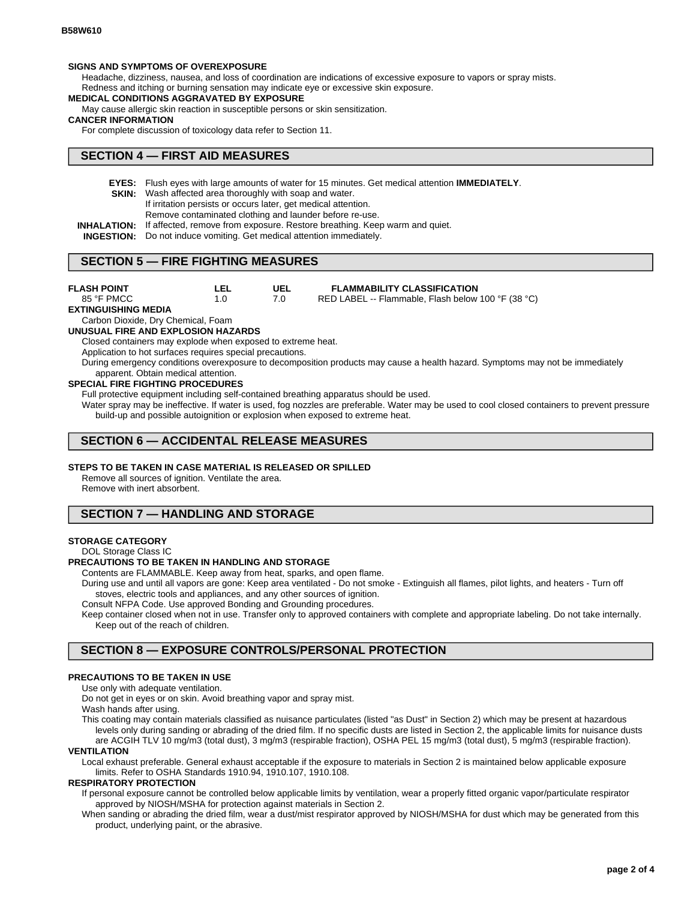**SIGNS AND SYMPTOMS OF OVEREXPOSURE**

Headache, dizziness, nausea, and loss of coordination are indications of excessive exposure to vapors or spray mists.
Redness and itching or burning sensation may indicate eye or excessive skin exposure.

**MEDICAL CONDITIONS AGGRAVATED BY EXPOSURE**

May cause allergic skin reaction in susceptible persons or skin sensitization.

**CANCER INFORMATION**

For complete discussion of toxicology data refer to Section 11.

## SECTION 4 — FIRST AID MEASURES

**EYES:** Flush eyes with large amounts of water for 15 minutes. Get medical attention **IMMEDIATELY**.

**SKIN:** Wash affected area thoroughly with soap and water.
If irritation persists or occurs later, get medical attention.
Remove contaminated clothing and launder before re-use.

**INHALATION:** If affected, remove from exposure. Restore breathing. Keep warm and quiet.

**INGESTION:** Do not induce vomiting. Get medical attention immediately.

## SECTION 5 — FIRE FIGHTING MEASURES

| FLASH POINT | LEL | UEL | FLAMMABILITY CLASSIFICATION |
|---|---|---|---|
| 85 °F PMCC | 1.0 | 7.0 | RED LABEL -- Flammable, Flash below 100 °F (38 °C) |

**EXTINGUISHING MEDIA**

Carbon Dioxide, Dry Chemical, Foam

**UNUSUAL FIRE AND EXPLOSION HAZARDS**

Closed containers may explode when exposed to extreme heat.
Application to hot surfaces requires special precautions.
During emergency conditions overexposure to decomposition products may cause a health hazard. Symptoms may not be immediately apparent. Obtain medical attention.

**SPECIAL FIRE FIGHTING PROCEDURES**

Full protective equipment including self-contained breathing apparatus should be used.
Water spray may be ineffective. If water is used, fog nozzles are preferable. Water may be used to cool closed containers to prevent pressure build-up and possible autoignition or explosion when exposed to extreme heat.

## SECTION 6 — ACCIDENTAL RELEASE MEASURES

**STEPS TO BE TAKEN IN CASE MATERIAL IS RELEASED OR SPILLED**

Remove all sources of ignition. Ventilate the area.
Remove with inert absorbent.

## SECTION 7 — HANDLING AND STORAGE

**STORAGE CATEGORY**

DOL Storage Class IC

**PRECAUTIONS TO BE TAKEN IN HANDLING AND STORAGE**

Contents are FLAMMABLE. Keep away from heat, sparks, and open flame.
During use and until all vapors are gone: Keep area ventilated - Do not smoke - Extinguish all flames, pilot lights, and heaters - Turn off stoves, electric tools and appliances, and any other sources of ignition.
Consult NFPA Code. Use approved Bonding and Grounding procedures.
Keep container closed when not in use. Transfer only to approved containers with complete and appropriate labeling. Do not take internally. Keep out of the reach of children.

## SECTION 8 — EXPOSURE CONTROLS/PERSONAL PROTECTION

**PRECAUTIONS TO BE TAKEN IN USE**

Use only with adequate ventilation.
Do not get in eyes or on skin. Avoid breathing vapor and spray mist.
Wash hands after using.
This coating may contain materials classified as nuisance particulates (listed "as Dust" in Section 2) which may be present at hazardous levels only during sanding or abrading of the dried film. If no specific dusts are listed in Section 2, the applicable limits for nuisance dusts are ACGIH TLV 10 mg/m3 (total dust), 3 mg/m3 (respirable fraction), OSHA PEL 15 mg/m3 (total dust), 5 mg/m3 (respirable fraction).

**VENTILATION**

Local exhaust preferable. General exhaust acceptable if the exposure to materials in Section 2 is maintained below applicable exposure limits. Refer to OSHA Standards 1910.94, 1910.107, 1910.108.

**RESPIRATORY PROTECTION**

If personal exposure cannot be controlled below applicable limits by ventilation, wear a properly fitted organic vapor/particulate respirator approved by NIOSH/MSHA for protection against materials in Section 2.
When sanding or abrading the dried film, wear a dust/mist respirator approved by NIOSH/MSHA for dust which may be generated from this product, underlying paint, or the abrasive.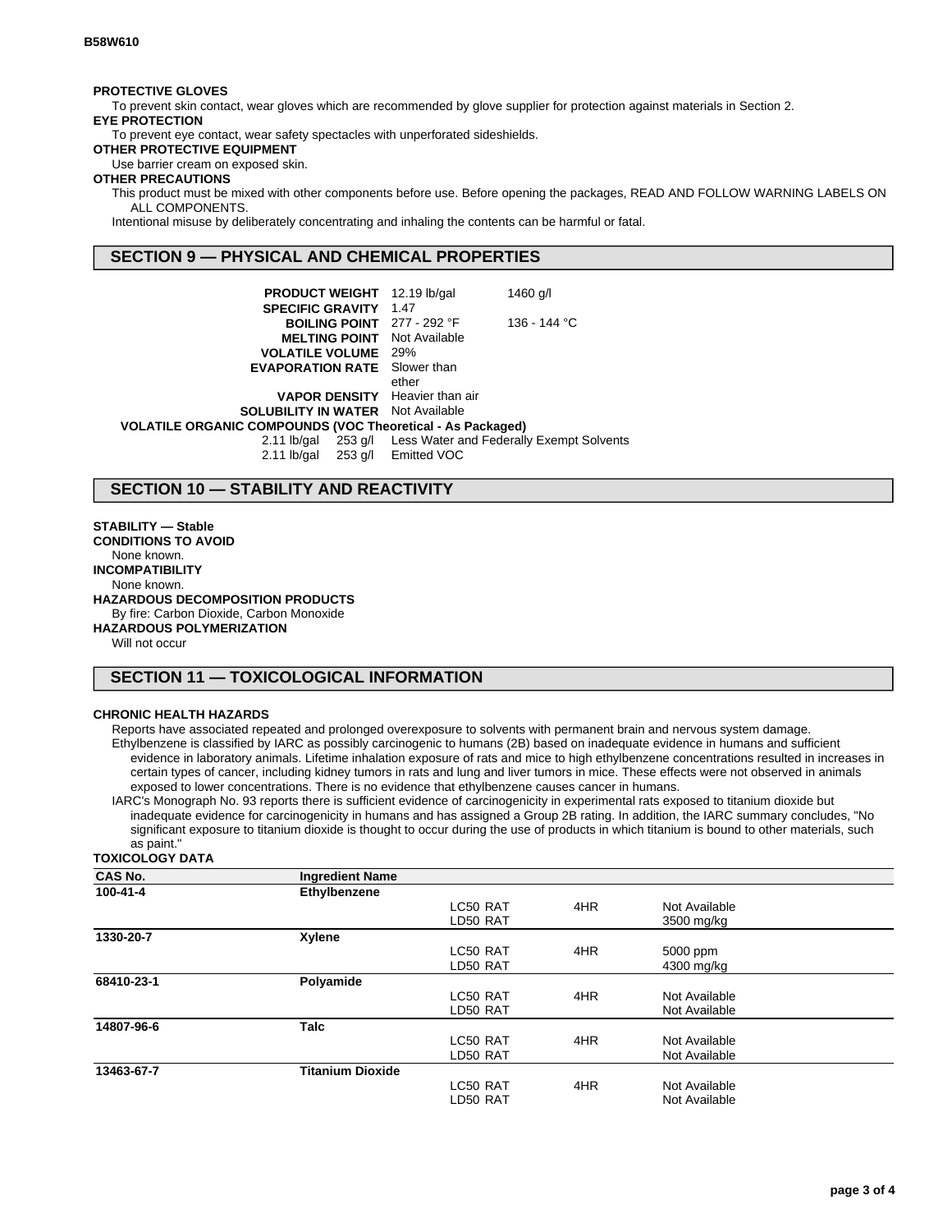**PROTECTIVE GLOVES**

To prevent skin contact, wear gloves which are recommended by glove supplier for protection against materials in Section 2.

**EYE PROTECTION**

To prevent eye contact, wear safety spectacles with unperforated sideshields.

**OTHER PROTECTIVE EQUIPMENT**

Use barrier cream on exposed skin.

**OTHER PRECAUTIONS**

This product must be mixed with other components before use. Before opening the packages, READ AND FOLLOW WARNING LABELS ON ALL COMPONENTS.

Intentional misuse by deliberately concentrating and inhaling the contents can be harmful or fatal.

## SECTION 9 — PHYSICAL AND CHEMICAL PROPERTIES

| | | |
|---|---|---|
| **PRODUCT WEIGHT** | 12.19 lb/gal | 1460 g/l |
| **SPECIFIC GRAVITY** | 1.47 | |
| **BOILING POINT** | 277 - 292 °F | 136 - 144 °C |
| **MELTING POINT** | Not Available | |
| **VOLATILE VOLUME** | 29% | |
| **EVAPORATION RATE** | Slower than ether | |
| **VAPOR DENSITY** | Heavier than air | |
| **SOLUBILITY IN WATER** | Not Available | |

**VOLATILE ORGANIC COMPOUNDS (VOC Theoretical - As Packaged)**

| | | |
|---|---|---|
| 2.11 lb/gal | 253 g/l | Less Water and Federally Exempt Solvents |
| 2.11 lb/gal | 253 g/l | Emitted VOC |

## SECTION 10 — STABILITY AND REACTIVITY

**STABILITY — Stable**

**CONDITIONS TO AVOID**

None known.

**INCOMPATIBILITY**

None known.

**HAZARDOUS DECOMPOSITION PRODUCTS**

By fire: Carbon Dioxide, Carbon Monoxide

**HAZARDOUS POLYMERIZATION**

Will not occur

## SECTION 11 — TOXICOLOGICAL INFORMATION

**CHRONIC HEALTH HAZARDS**

Reports have associated repeated and prolonged overexposure to solvents with permanent brain and nervous system damage.

Ethylbenzene is classified by IARC as possibly carcinogenic to humans (2B) based on inadequate evidence in humans and sufficient evidence in laboratory animals. Lifetime inhalation exposure of rats and mice to high ethylbenzene concentrations resulted in increases in certain types of cancer, including kidney tumors in rats and lung and liver tumors in mice. These effects were not observed in animals exposed to lower concentrations. There is no evidence that ethylbenzene causes cancer in humans.

IARC's Monograph No. 93 reports there is sufficient evidence of carcinogenicity in experimental rats exposed to titanium dioxide but inadequate evidence for carcinogenicity in humans and has assigned a Group 2B rating. In addition, the IARC summary concludes, "No significant exposure to titanium dioxide is thought to occur during the use of products in which titanium is bound to other materials, such as paint."

**TOXICOLOGY DATA**

| CAS No. | Ingredient Name | | | |
|---|---|---|---|---|
| **100-41-4** | **Ethylbenzene** | | | |
| | | LC50 RAT | 4HR | Not Available |
| | | LD50 RAT | | 3500 mg/kg |
| **1330-20-7** | **Xylene** | | | |
| | | LC50 RAT | 4HR | 5000 ppm |
| | | LD50 RAT | | 4300 mg/kg |
| **68410-23-1** | **Polyamide** | | | |
| | | LC50 RAT | 4HR | Not Available |
| | | LD50 RAT | | Not Available |
| **14807-96-6** | **Talc** | | | |
| | | LC50 RAT | 4HR | Not Available |
| | | LD50 RAT | | Not Available |
| **13463-67-7** | **Titanium Dioxide** | | | |
| | | LC50 RAT | 4HR | Not Available |
| | | LD50 RAT | | Not Available |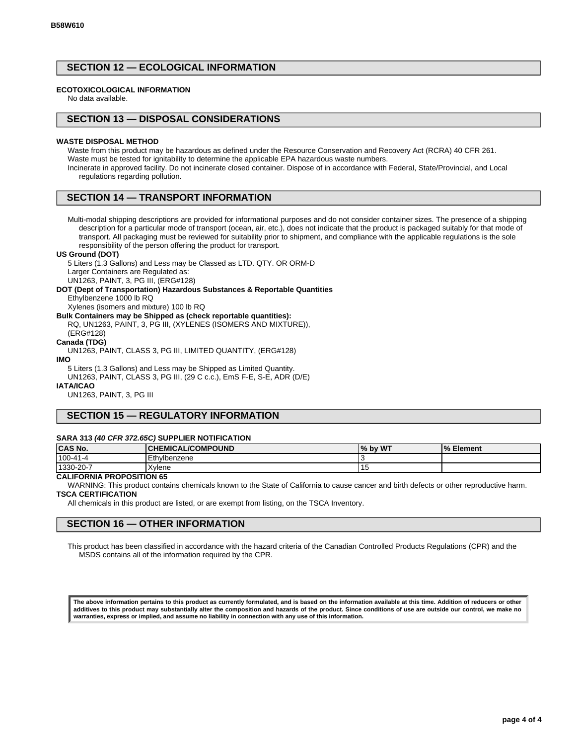## SECTION 12 — ECOLOGICAL INFORMATION

**ECOTOXICOLOGICAL INFORMATION**

No data available.

## SECTION 13 — DISPOSAL CONSIDERATIONS

**WASTE DISPOSAL METHOD**

Waste from this product may be hazardous as defined under the Resource Conservation and Recovery Act (RCRA) 40 CFR 261.
Waste must be tested for ignitability to determine the applicable EPA hazardous waste numbers.
Incinerate in approved facility. Do not incinerate closed container. Dispose of in accordance with Federal, State/Provincial, and Local regulations regarding pollution.

## SECTION 14 — TRANSPORT INFORMATION

Multi-modal shipping descriptions are provided for informational purposes and do not consider container sizes. The presence of a shipping description for a particular mode of transport (ocean, air, etc.), does not indicate that the product is packaged suitably for that mode of transport. All packaging must be reviewed for suitability prior to shipment, and compliance with the applicable regulations is the sole responsibility of the person offering the product for transport.

**US Ground (DOT)**

5 Liters (1.3 Gallons) and Less may be Classed as LTD. QTY. OR ORM-D
Larger Containers are Regulated as:
UN1263, PAINT, 3, PG III, (ERG#128)

**DOT (Dept of Transportation) Hazardous Substances & Reportable Quantities**

Ethylbenzene 1000 lb RQ
Xylenes (isomers and mixture) 100 lb RQ

**Bulk Containers may be Shipped as (check reportable quantities):**

RQ, UN1263, PAINT, 3, PG III, (XYLENES (ISOMERS AND MIXTURE)), (ERG#128)

**Canada (TDG)**

UN1263, PAINT, CLASS 3, PG III, LIMITED QUANTITY, (ERG#128)

**IMO**

5 Liters (1.3 Gallons) and Less may be Shipped as Limited Quantity.
UN1263, PAINT, CLASS 3, PG III, (29 C c.c.), EmS F-E, S-E, ADR (D/E)

**IATA/ICAO**

UN1263, PAINT, 3, PG III

## SECTION 15 — REGULATORY INFORMATION

**SARA 313 *(40 CFR 372.65C)* SUPPLIER NOTIFICATION**

| CAS No. | CHEMICAL/COMPOUND | % by WT | % Element |
|---|---|---|---|
| 100-41-4 | Ethylbenzene | 3 | |
| 1330-20-7 | Xylene | 15 | |

**CALIFORNIA PROPOSITION 65**

WARNING: This product contains chemicals known to the State of California to cause cancer and birth defects or other reproductive harm.

**TSCA CERTIFICATION**

All chemicals in this product are listed, or are exempt from listing, on the TSCA Inventory.

## SECTION 16 — OTHER INFORMATION

This product has been classified in accordance with the hazard criteria of the Canadian Controlled Products Regulations (CPR) and the MSDS contains all of the information required by the CPR.

**The above information pertains to this product as currently formulated, and is based on the information available at this time. Addition of reducers or other additives to this product may substantially alter the composition and hazards of the product. Since conditions of use are outside our control, we make no warranties, express or implied, and assume no liability in connection with any use of this information.**